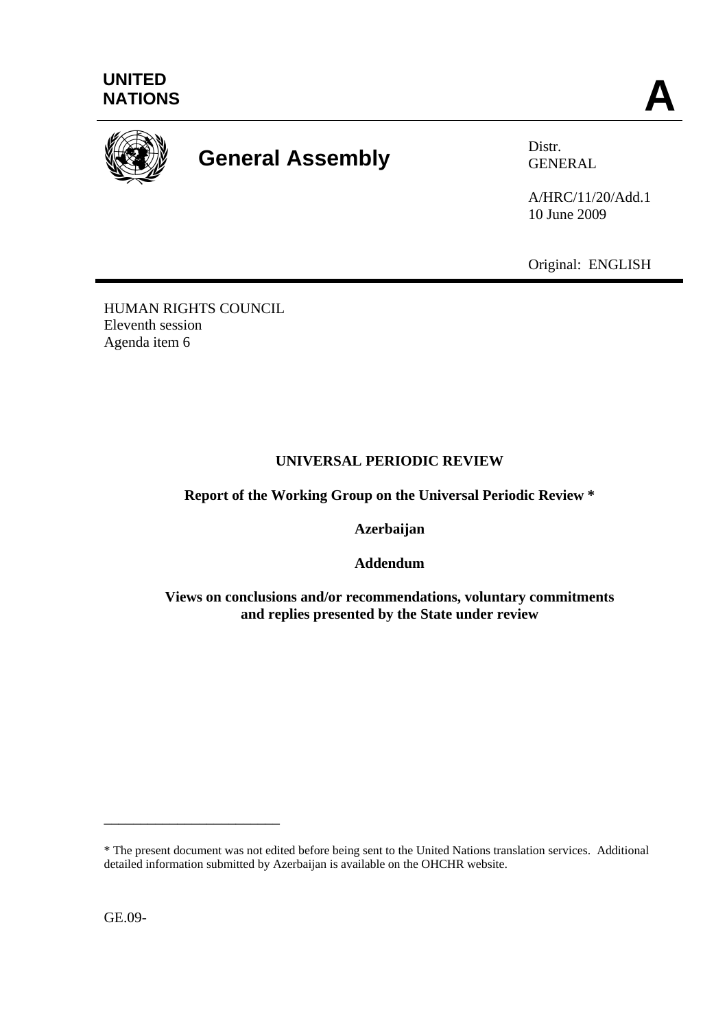UNITED NATIONS

**A**

# General Assembly

Distr.
GENERAL

A/HRC/11/20/Add.1
10 June 2009

Original: ENGLISH

HUMAN RIGHTS COUNCIL
Eleventh session
Agenda item 6

## UNIVERSAL PERIODIC REVIEW

### Report of the Working Group on the Universal Periodic Review *

### Azerbaijan

### Addendum

### Views on conclusions and/or recommendations, voluntary commitments and replies presented by the State under review

---

* The present document was not edited before being sent to the United Nations translation services. Additional detailed information submitted by Azerbaijan is available on the OHCHR website.

GE.09-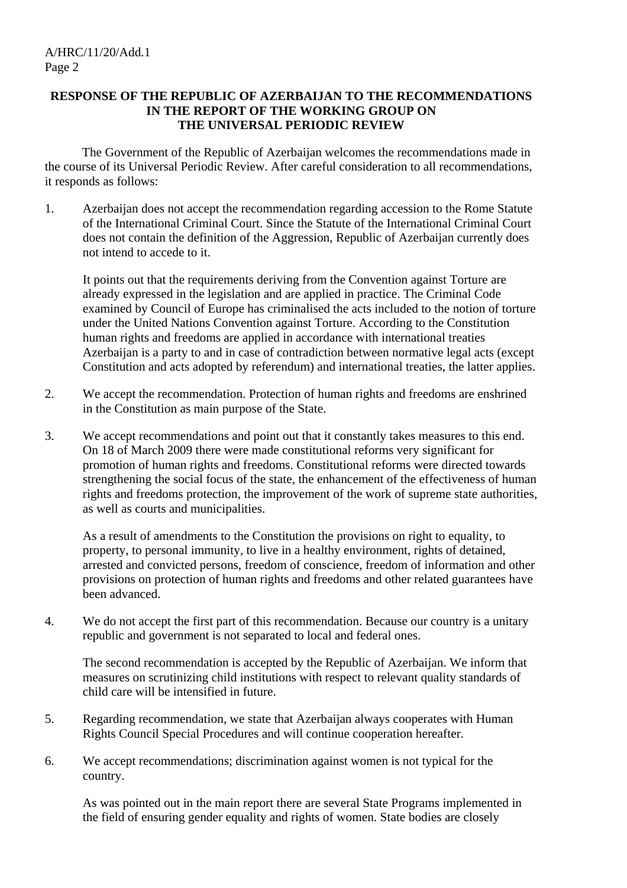**RESPONSE OF THE REPUBLIC OF AZERBAIJAN TO THE RECOMMENDATIONS IN THE REPORT OF THE WORKING GROUP ON THE UNIVERSAL PERIODIC REVIEW**

The Government of the Republic of Azerbaijan welcomes the recommendations made in the course of its Universal Periodic Review. After careful consideration to all recommendations, it responds as follows:

1. Azerbaijan does not accept the recommendation regarding accession to the Rome Statute of the International Criminal Court. Since the Statute of the International Criminal Court does not contain the definition of the Aggression, Republic of Azerbaijan currently does not intend to accede to it.

   It points out that the requirements deriving from the Convention against Torture are already expressed in the legislation and are applied in practice. The Criminal Code examined by Council of Europe has criminalised the acts included to the notion of torture under the United Nations Convention against Torture. According to the Constitution human rights and freedoms are applied in accordance with international treaties Azerbaijan is a party to and in case of contradiction between normative legal acts (except Constitution and acts adopted by referendum) and international treaties, the latter applies.

2. We accept the recommendation. Protection of human rights and freedoms are enshrined in the Constitution as main purpose of the State.

3. We accept recommendations and point out that it constantly takes measures to this end. On 18 of March 2009 there were made constitutional reforms very significant for promotion of human rights and freedoms. Constitutional reforms were directed towards strengthening the social focus of the state, the enhancement of the effectiveness of human rights and freedoms protection, the improvement of the work of supreme state authorities, as well as courts and municipalities.

   As a result of amendments to the Constitution the provisions on right to equality, to property, to personal immunity, to live in a healthy environment, rights of detained, arrested and convicted persons, freedom of conscience, freedom of information and other provisions on protection of human rights and freedoms and other related guarantees have been advanced.

4. We do not accept the first part of this recommendation. Because our country is a unitary republic and government is not separated to local and federal ones.

   The second recommendation is accepted by the Republic of Azerbaijan. We inform that measures on scrutinizing child institutions with respect to relevant quality standards of child care will be intensified in future.

5. Regarding recommendation, we state that Azerbaijan always cooperates with Human Rights Council Special Procedures and will continue cooperation hereafter.

6. We accept recommendations; discrimination against women is not typical for the country.

   As was pointed out in the main report there are several State Programs implemented in the field of ensuring gender equality and rights of women. State bodies are closely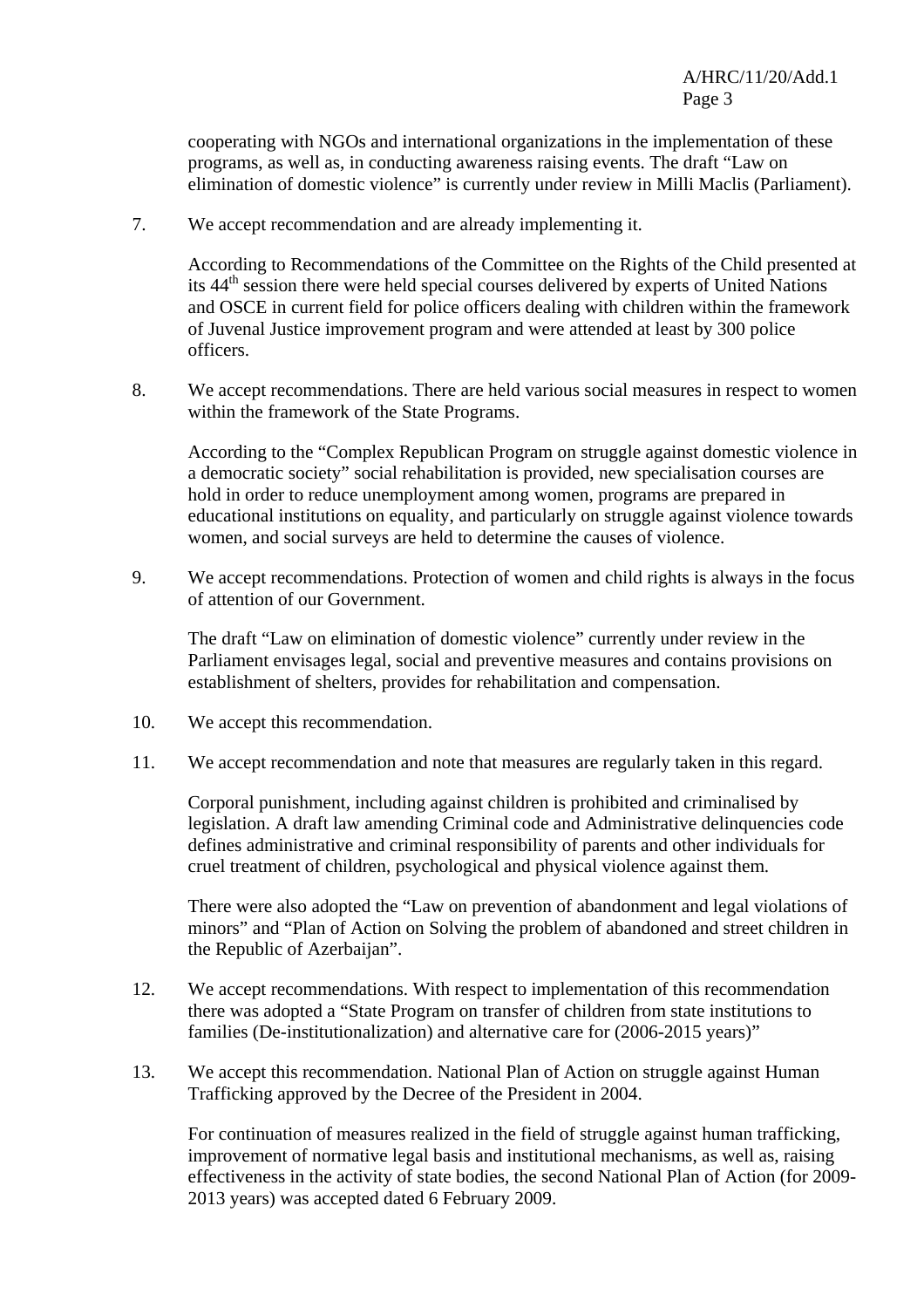cooperating with NGOs and international organizations in the implementation of these programs, as well as, in conducting awareness raising events. The draft "Law on elimination of domestic violence" is currently under review in Milli Maclis (Parliament).

7. We accept recommendation and are already implementing it.

   According to Recommendations of the Committee on the Rights of the Child presented at its 44th session there were held special courses delivered by experts of United Nations and OSCE in current field for police officers dealing with children within the framework of Juvenal Justice improvement program and were attended at least by 300 police officers.

8. We accept recommendations. There are held various social measures in respect to women within the framework of the State Programs.

   According to the "Complex Republican Program on struggle against domestic violence in a democratic society" social rehabilitation is provided, new specialisation courses are hold in order to reduce unemployment among women, programs are prepared in educational institutions on equality, and particularly on struggle against violence towards women, and social surveys are held to determine the causes of violence.

9. We accept recommendations. Protection of women and child rights is always in the focus of attention of our Government.

   The draft "Law on elimination of domestic violence" currently under review in the Parliament envisages legal, social and preventive measures and contains provisions on establishment of shelters, provides for rehabilitation and compensation.

10. We accept this recommendation.

11. We accept recommendation and note that measures are regularly taken in this regard.

    Corporal punishment, including against children is prohibited and criminalised by legislation. A draft law amending Criminal code and Administrative delinquencies code defines administrative and criminal responsibility of parents and other individuals for cruel treatment of children, psychological and physical violence against them.

    There were also adopted the "Law on prevention of abandonment and legal violations of minors" and "Plan of Action on Solving the problem of abandoned and street children in the Republic of Azerbaijan".

12. We accept recommendations. With respect to implementation of this recommendation there was adopted a "State Program on transfer of children from state institutions to families (De-institutionalization) and alternative care for (2006-2015 years)"

13. We accept this recommendation. National Plan of Action on struggle against Human Trafficking approved by the Decree of the President in 2004.

    For continuation of measures realized in the field of struggle against human trafficking, improvement of normative legal basis and institutional mechanisms, as well as, raising effectiveness in the activity of state bodies, the second National Plan of Action (for 2009-2013 years) was accepted dated 6 February 2009.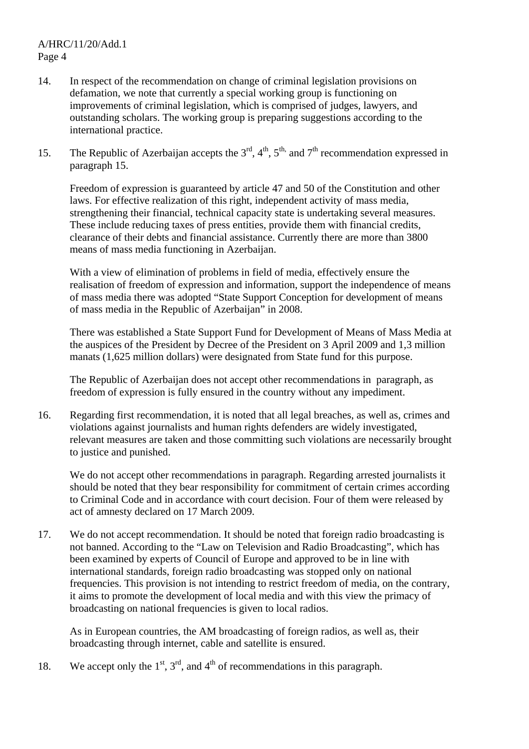14. In respect of the recommendation on change of criminal legislation provisions on defamation, we note that currently a special working group is functioning on improvements of criminal legislation, which is comprised of judges, lawyers, and outstanding scholars. The working group is preparing suggestions according to the international practice.

15. The Republic of Azerbaijan accepts the 3rd, 4th, 5th, and 7th recommendation expressed in paragraph 15.

    Freedom of expression is guaranteed by article 47 and 50 of the Constitution and other laws. For effective realization of this right, independent activity of mass media, strengthening their financial, technical capacity state is undertaking several measures. These include reducing taxes of press entities, provide them with financial credits, clearance of their debts and financial assistance. Currently there are more than 3800 means of mass media functioning in Azerbaijan.

    With a view of elimination of problems in field of media, effectively ensure the realisation of freedom of expression and information, support the independence of means of mass media there was adopted "State Support Conception for development of means of mass media in the Republic of Azerbaijan" in 2008.

    There was established a State Support Fund for Development of Means of Mass Media at the auspices of the President by Decree of the President on 3 April 2009 and 1,3 million manats (1,625 million dollars) were designated from State fund for this purpose.

    The Republic of Azerbaijan does not accept other recommendations in paragraph, as freedom of expression is fully ensured in the country without any impediment.

16. Regarding first recommendation, it is noted that all legal breaches, as well as, crimes and violations against journalists and human rights defenders are widely investigated, relevant measures are taken and those committing such violations are necessarily brought to justice and punished.

    We do not accept other recommendations in paragraph. Regarding arrested journalists it should be noted that they bear responsibility for commitment of certain crimes according to Criminal Code and in accordance with court decision. Four of them were released by act of amnesty declared on 17 March 2009.

17. We do not accept recommendation. It should be noted that foreign radio broadcasting is not banned. According to the "Law on Television and Radio Broadcasting", which has been examined by experts of Council of Europe and approved to be in line with international standards, foreign radio broadcasting was stopped only on national frequencies. This provision is not intending to restrict freedom of media, on the contrary, it aims to promote the development of local media and with this view the primacy of broadcasting on national frequencies is given to local radios.

    As in European countries, the AM broadcasting of foreign radios, as well as, their broadcasting through internet, cable and satellite is ensured.

18. We accept only the 1st, 3rd, and 4th of recommendations in this paragraph.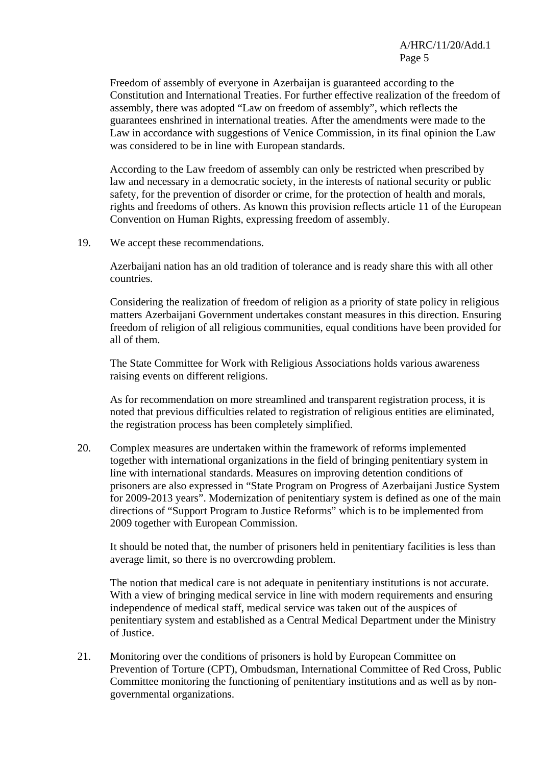Freedom of assembly of everyone in Azerbaijan is guaranteed according to the Constitution and International Treaties. For further effective realization of the freedom of assembly, there was adopted "Law on freedom of assembly", which reflects the guarantees enshrined in international treaties. After the amendments were made to the Law in accordance with suggestions of Venice Commission, in its final opinion the Law was considered to be in line with European standards.

According to the Law freedom of assembly can only be restricted when prescribed by law and necessary in a democratic society, in the interests of national security or public safety, for the prevention of disorder or crime, for the protection of health and morals, rights and freedoms of others. As known this provision reflects article 11 of the European Convention on Human Rights, expressing freedom of assembly.

19. We accept these recommendations.

Azerbaijani nation has an old tradition of tolerance and is ready share this with all other countries.

Considering the realization of freedom of religion as a priority of state policy in religious matters Azerbaijani Government undertakes constant measures in this direction. Ensuring freedom of religion of all religious communities, equal conditions have been provided for all of them.

The State Committee for Work with Religious Associations holds various awareness raising events on different religions.

As for recommendation on more streamlined and transparent registration process, it is noted that previous difficulties related to registration of religious entities are eliminated, the registration process has been completely simplified.

20. Complex measures are undertaken within the framework of reforms implemented together with international organizations in the field of bringing penitentiary system in line with international standards. Measures on improving detention conditions of prisoners are also expressed in "State Program on Progress of Azerbaijani Justice System for 2009-2013 years". Modernization of penitentiary system is defined as one of the main directions of "Support Program to Justice Reforms" which is to be implemented from 2009 together with European Commission.

It should be noted that, the number of prisoners held in penitentiary facilities is less than average limit, so there is no overcrowding problem.

The notion that medical care is not adequate in penitentiary institutions is not accurate. With a view of bringing medical service in line with modern requirements and ensuring independence of medical staff, medical service was taken out of the auspices of penitentiary system and established as a Central Medical Department under the Ministry of Justice.

21. Monitoring over the conditions of prisoners is hold by European Committee on Prevention of Torture (CPT), Ombudsman, International Committee of Red Cross, Public Committee monitoring the functioning of penitentiary institutions and as well as by non-governmental organizations.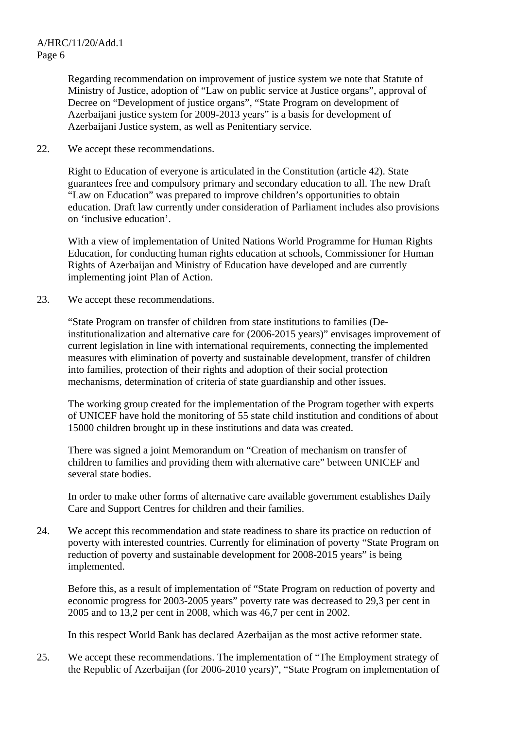Regarding recommendation on improvement of justice system we note that Statute of Ministry of Justice, adoption of "Law on public service at Justice organs", approval of Decree on "Development of justice organs", "State Program on development of Azerbaijani justice system for 2009-2013 years" is a basis for development of Azerbaijani Justice system, as well as Penitentiary service.

22. We accept these recommendations.

Right to Education of everyone is articulated in the Constitution (article 42). State guarantees free and compulsory primary and secondary education to all. The new Draft "Law on Education" was prepared to improve children's opportunities to obtain education. Draft law currently under consideration of Parliament includes also provisions on 'inclusive education'.

With a view of implementation of United Nations World Programme for Human Rights Education, for conducting human rights education at schools, Commissioner for Human Rights of Azerbaijan and Ministry of Education have developed and are currently implementing joint Plan of Action.

23. We accept these recommendations.

"State Program on transfer of children from state institutions to families (De-institutionalization and alternative care for (2006-2015 years)" envisages improvement of current legislation in line with international requirements, connecting the implemented measures with elimination of poverty and sustainable development, transfer of children into families, protection of their rights and adoption of their social protection mechanisms, determination of criteria of state guardianship and other issues.

The working group created for the implementation of the Program together with experts of UNICEF have hold the monitoring of 55 state child institution and conditions of about 15000 children brought up in these institutions and data was created.

There was signed a joint Memorandum on "Creation of mechanism on transfer of children to families and providing them with alternative care" between UNICEF and several state bodies.

In order to make other forms of alternative care available government establishes Daily Care and Support Centres for children and their families.

24. We accept this recommendation and state readiness to share its practice on reduction of poverty with interested countries. Currently for elimination of poverty "State Program on reduction of poverty and sustainable development for 2008-2015 years" is being implemented.

Before this, as a result of implementation of "State Program on reduction of poverty and economic progress for 2003-2005 years" poverty rate was decreased to 29,3 per cent in 2005 and to 13,2 per cent in 2008, which was 46,7 per cent in 2002.

In this respect World Bank has declared Azerbaijan as the most active reformer state.

25. We accept these recommendations. The implementation of "The Employment strategy of the Republic of Azerbaijan (for 2006-2010 years)", "State Program on implementation of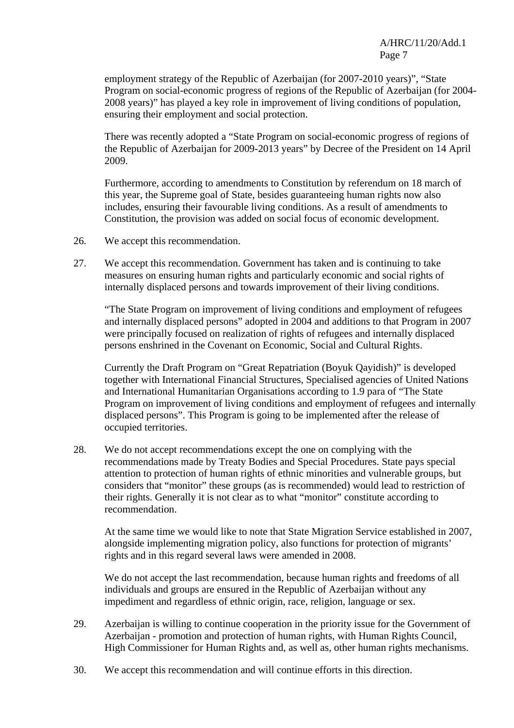employment strategy of the Republic of Azerbaijan (for 2007-2010 years)", "State Program on social-economic progress of regions of the Republic of Azerbaijan (for 2004-2008 years)" has played a key role in improvement of living conditions of population, ensuring their employment and social protection.

There was recently adopted a "State Program on social-economic progress of regions of the Republic of Azerbaijan for 2009-2013 years" by Decree of the President on 14 April 2009.

Furthermore, according to amendments to Constitution by referendum on 18 march of this year, the Supreme goal of State, besides guaranteeing human rights now also includes, ensuring their favourable living conditions. As a result of amendments to Constitution, the provision was added on social focus of economic development.

26. We accept this recommendation.

27. We accept this recommendation. Government has taken and is continuing to take measures on ensuring human rights and particularly economic and social rights of internally displaced persons and towards improvement of their living conditions.

"The State Program on improvement of living conditions and employment of refugees and internally displaced persons" adopted in 2004 and additions to that Program in 2007 were principally focused on realization of rights of refugees and internally displaced persons enshrined in the Covenant on Economic, Social and Cultural Rights.

Currently the Draft Program on "Great Repatriation (Boyuk Qayidish)" is developed together with International Financial Structures, Specialised agencies of United Nations and International Humanitarian Organisations according to 1.9 para of "The State Program on improvement of living conditions and employment of refugees and internally displaced persons". This Program is going to be implemented after the release of occupied territories.

28. We do not accept recommendations except the one on complying with the recommendations made by Treaty Bodies and Special Procedures. State pays special attention to protection of human rights of ethnic minorities and vulnerable groups, but considers that "monitor" these groups (as is recommended) would lead to restriction of their rights. Generally it is not clear as to what "monitor" constitute according to recommendation.

At the same time we would like to note that State Migration Service established in 2007, alongside implementing migration policy, also functions for protection of migrants' rights and in this regard several laws were amended in 2008.

We do not accept the last recommendation, because human rights and freedoms of all individuals and groups are ensured in the Republic of Azerbaijan without any impediment and regardless of ethnic origin, race, religion, language or sex.

29. Azerbaijan is willing to continue cooperation in the priority issue for the Government of Azerbaijan - promotion and protection of human rights, with Human Rights Council, High Commissioner for Human Rights and, as well as, other human rights mechanisms.

30. We accept this recommendation and will continue efforts in this direction.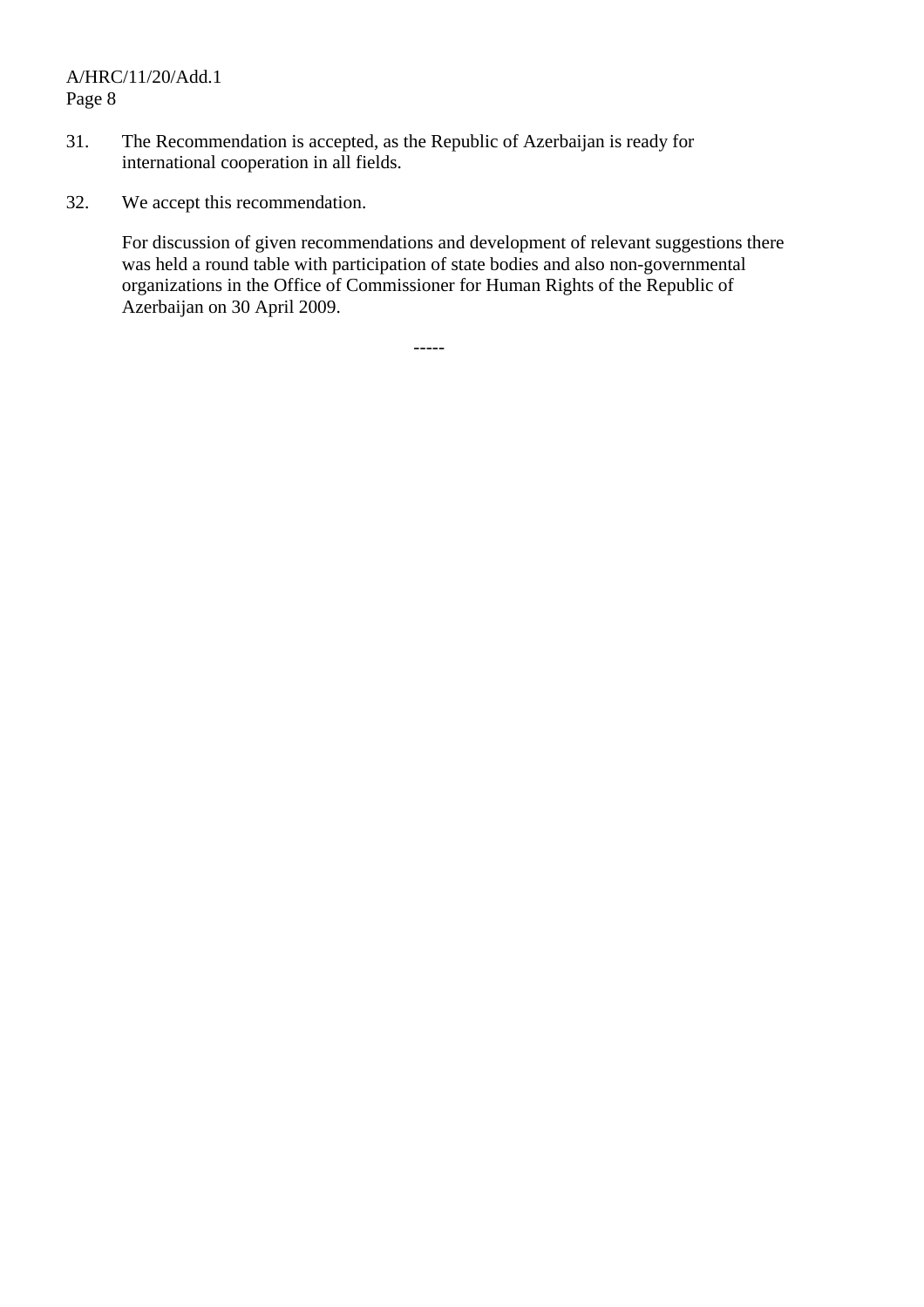31. The Recommendation is accepted, as the Republic of Azerbaijan is ready for international cooperation in all fields.

32. We accept this recommendation.

    For discussion of given recommendations and development of relevant suggestions there was held a round table with participation of state bodies and also non-governmental organizations in the Office of Commissioner for Human Rights of the Republic of Azerbaijan on 30 April 2009.

-----